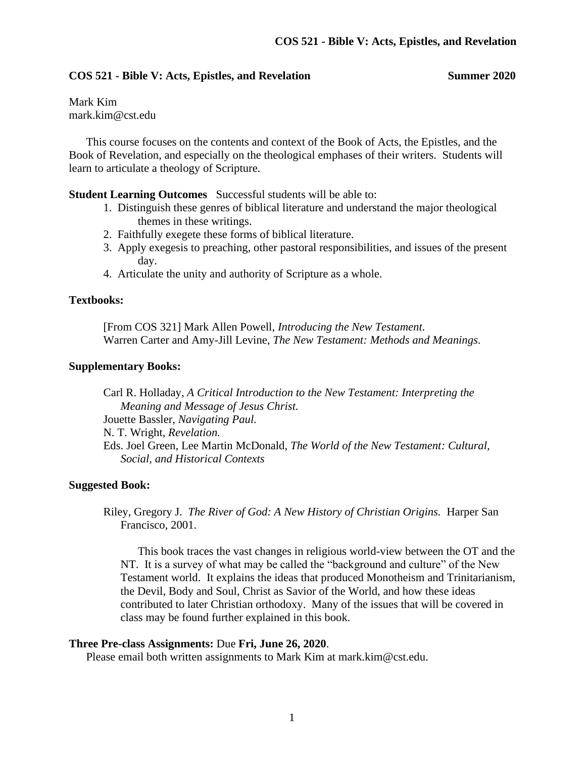**COS 521 - Bible V: Acts, Epistles, and Revelation** **Summer 2020**

Mark Kim
mark.kim@cst.edu

This course focuses on the contents and context of the Book of Acts, the Epistles, and the Book of Revelation, and especially on the theological emphases of their writers. Students will learn to articulate a theology of Scripture.

**Student Learning Outcomes** Successful students will be able to:

1. Distinguish these genres of biblical literature and understand the major theological themes in these writings.
2. Faithfully exegete these forms of biblical literature.
3. Apply exegesis to preaching, other pastoral responsibilities, and issues of the present day.
4. Articulate the unity and authority of Scripture as a whole.

**Textbooks:**

[From COS 321] Mark Allen Powell, *Introducing the New Testament.*
Warren Carter and Amy-Jill Levine, *The New Testament: Methods and Meanings.*

**Supplementary Books:**

Carl R. Holladay, *A Critical Introduction to the New Testament: Interpreting the Meaning and Message of Jesus Christ.*
Jouette Bassler, *Navigating Paul.*
N. T. Wright, *Revelation.*
Eds. Joel Green, Lee Martin McDonald, *The World of the New Testament: Cultural, Social, and Historical Contexts*

**Suggested Book:**

Riley, Gregory J. *The River of God: A New History of Christian Origins.* Harper San Francisco, 2001.

This book traces the vast changes in religious world-view between the OT and the NT. It is a survey of what may be called the "background and culture" of the New Testament world. It explains the ideas that produced Monotheism and Trinitarianism, the Devil, Body and Soul, Christ as Savior of the World, and how these ideas contributed to later Christian orthodoxy. Many of the issues that will be covered in class may be found further explained in this book.

**Three Pre-class Assignments:** Due **Fri, June 26, 2020**.
Please email both written assignments to Mark Kim at mark.kim@cst.edu.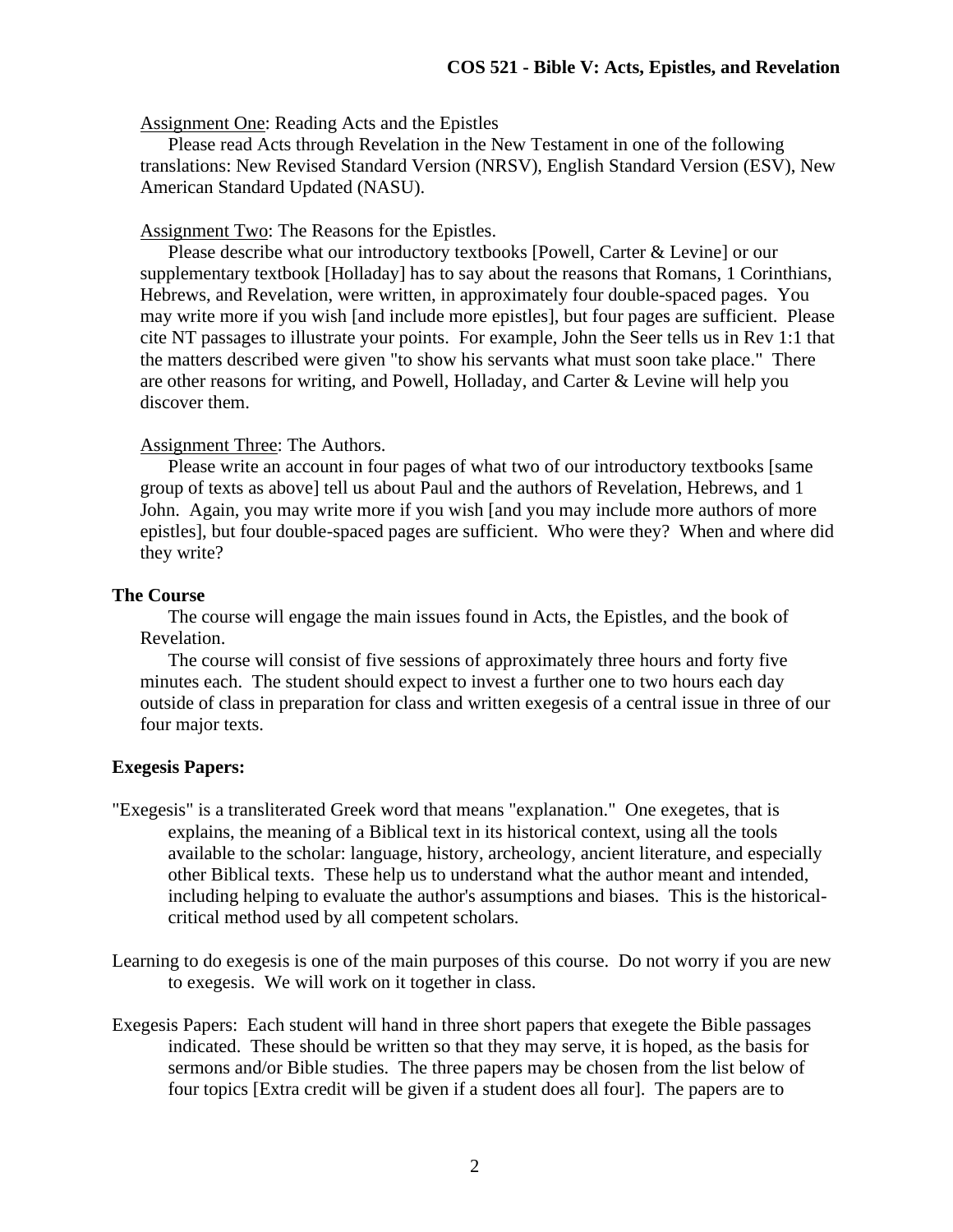Assignment One: Reading Acts and the Epistles

Please read Acts through Revelation in the New Testament in one of the following translations: New Revised Standard Version (NRSV), English Standard Version (ESV), New American Standard Updated (NASU).

Assignment Two: The Reasons for the Epistles.

Please describe what our introductory textbooks [Powell, Carter & Levine] or our supplementary textbook [Holladay] has to say about the reasons that Romans, 1 Corinthians, Hebrews, and Revelation, were written, in approximately four double-spaced pages. You may write more if you wish [and include more epistles], but four pages are sufficient. Please cite NT passages to illustrate your points. For example, John the Seer tells us in Rev 1:1 that the matters described were given "to show his servants what must soon take place." There are other reasons for writing, and Powell, Holladay, and Carter & Levine will help you discover them.

Assignment Three: The Authors.

Please write an account in four pages of what two of our introductory textbooks [same group of texts as above] tell us about Paul and the authors of Revelation, Hebrews, and 1 John. Again, you may write more if you wish [and you may include more authors of more epistles], but four double-spaced pages are sufficient. Who were they? When and where did they write?

**The Course**

The course will engage the main issues found in Acts, the Epistles, and the book of Revelation.

The course will consist of five sessions of approximately three hours and forty five minutes each. The student should expect to invest a further one to two hours each day outside of class in preparation for class and written exegesis of a central issue in three of our four major texts.

**Exegesis Papers:**

"Exegesis" is a transliterated Greek word that means "explanation." One exegetes, that is explains, the meaning of a Biblical text in its historical context, using all the tools available to the scholar: language, history, archeology, ancient literature, and especially other Biblical texts. These help us to understand what the author meant and intended, including helping to evaluate the author's assumptions and biases. This is the historical-critical method used by all competent scholars.

Learning to do exegesis is one of the main purposes of this course. Do not worry if you are new to exegesis. We will work on it together in class.

Exegesis Papers: Each student will hand in three short papers that exegete the Bible passages indicated. These should be written so that they may serve, it is hoped, as the basis for sermons and/or Bible studies. The three papers may be chosen from the list below of four topics [Extra credit will be given if a student does all four]. The papers are to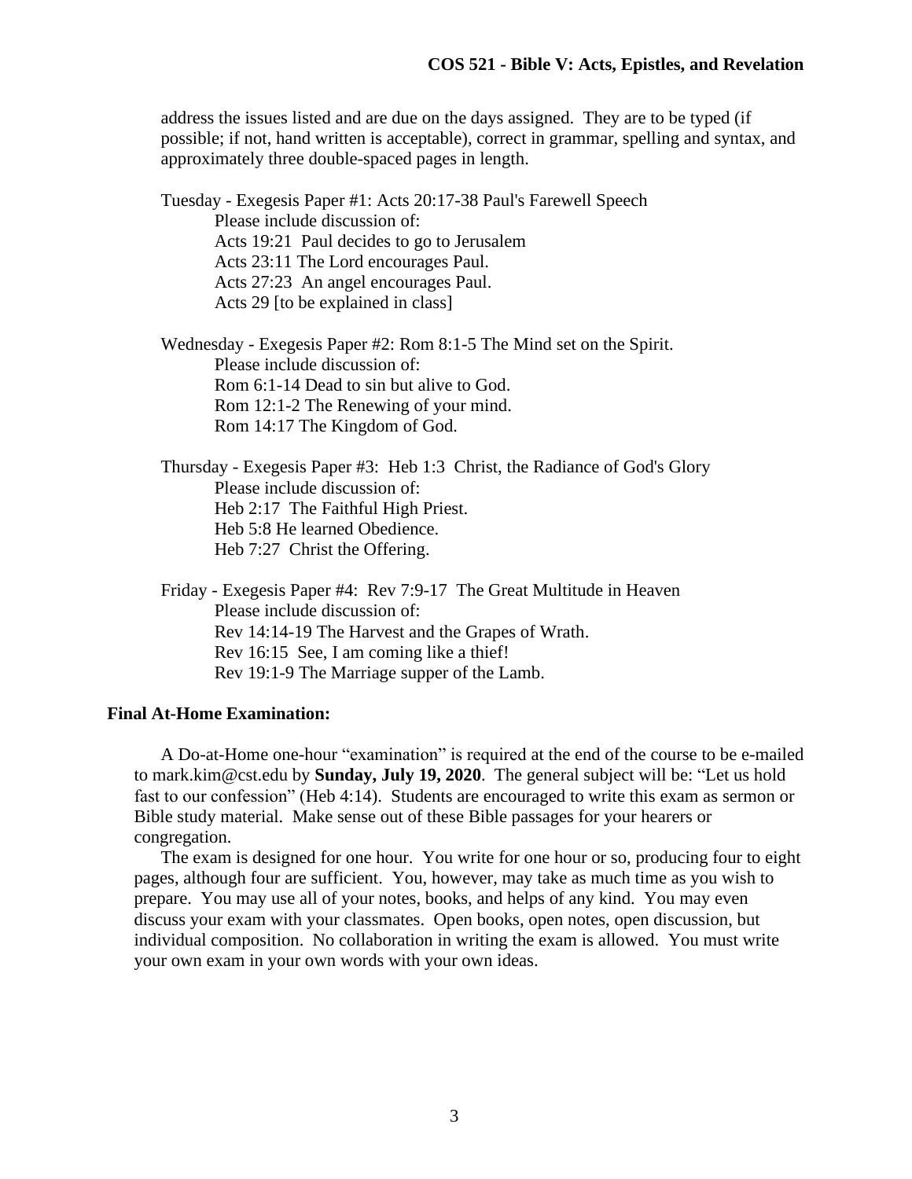address the issues listed and are due on the days assigned. They are to be typed (if possible; if not, hand written is acceptable), correct in grammar, spelling and syntax, and approximately three double-spaced pages in length.

Tuesday - Exegesis Paper #1: Acts 20:17-38 Paul's Farewell Speech
Please include discussion of:
Acts 19:21 Paul decides to go to Jerusalem
Acts 23:11 The Lord encourages Paul.
Acts 27:23 An angel encourages Paul.
Acts 29 [to be explained in class]

Wednesday - Exegesis Paper #2: Rom 8:1-5 The Mind set on the Spirit.
Please include discussion of:
Rom 6:1-14 Dead to sin but alive to God.
Rom 12:1-2 The Renewing of your mind.
Rom 14:17 The Kingdom of God.

Thursday - Exegesis Paper #3: Heb 1:3 Christ, the Radiance of God's Glory
Please include discussion of:
Heb 2:17 The Faithful High Priest.
Heb 5:8 He learned Obedience.
Heb 7:27 Christ the Offering.

Friday - Exegesis Paper #4: Rev 7:9-17 The Great Multitude in Heaven
Please include discussion of:
Rev 14:14-19 The Harvest and the Grapes of Wrath.
Rev 16:15 See, I am coming like a thief!
Rev 19:1-9 The Marriage supper of the Lamb.

**Final At-Home Examination:**

A Do-at-Home one-hour "examination" is required at the end of the course to be e-mailed to mark.kim@cst.edu by **Sunday, July 19, 2020**. The general subject will be: "Let us hold fast to our confession" (Heb 4:14). Students are encouraged to write this exam as sermon or Bible study material. Make sense out of these Bible passages for your hearers or congregation.

The exam is designed for one hour. You write for one hour or so, producing four to eight pages, although four are sufficient. You, however, may take as much time as you wish to prepare. You may use all of your notes, books, and helps of any kind. You may even discuss your exam with your classmates. Open books, open notes, open discussion, but individual composition. No collaboration in writing the exam is allowed. You must write your own exam in your own words with your own ideas.